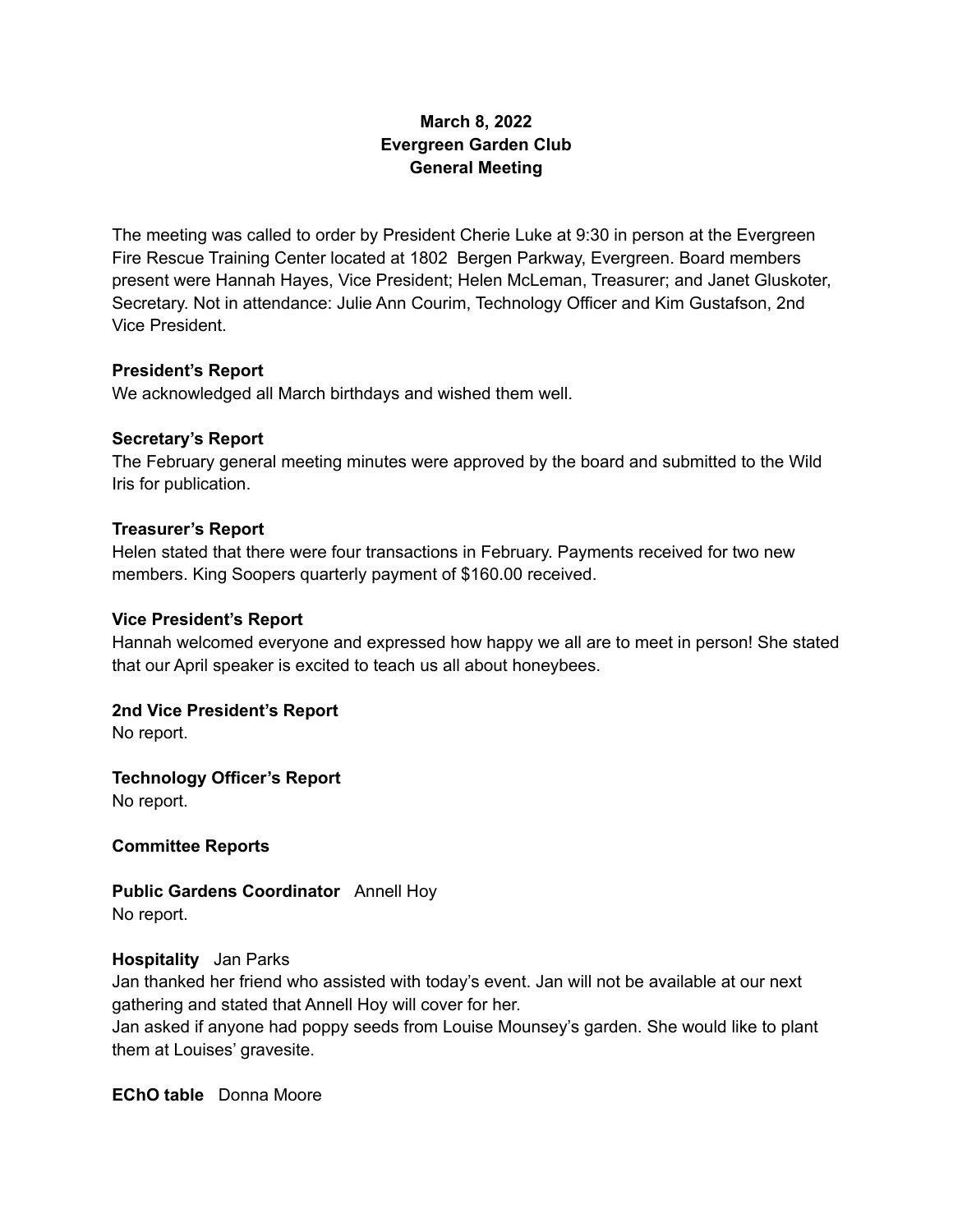**March 8, 2022**
**Evergreen Garden Club**
**General Meeting**

The meeting was called to order by President Cherie Luke at 9:30 in person at the Evergreen Fire Rescue Training Center located at 1802 Bergen Parkway, Evergreen. Board members present were Hannah Hayes, Vice President; Helen McLeman, Treasurer; and Janet Gluskoter, Secretary. Not in attendance: Julie Ann Courim, Technology Officer and Kim Gustafson, 2nd Vice President.

**President's Report**
We acknowledged all March birthdays and wished them well.

**Secretary's Report**
The February general meeting minutes were approved by the board and submitted to the Wild Iris for publication.

**Treasurer's Report**
Helen stated that there were four transactions in February. Payments received for two new members. King Soopers quarterly payment of $160.00 received.

**Vice President's Report**
Hannah welcomed everyone and expressed how happy we all are to meet in person! She stated that our April speaker is excited to teach us all about honeybees.

**2nd Vice President's Report**
No report.

**Technology Officer's Report**
No report.

**Committee Reports**

**Public Gardens Coordinator** Annell Hoy
No report.

**Hospitality** Jan Parks
Jan thanked her friend who assisted with today's event. Jan will not be available at our next gathering and stated that Annell Hoy will cover for her.
Jan asked if anyone had poppy seeds from Louise Mounsey's garden. She would like to plant them at Louises' gravesite.

**EChO table** Donna Moore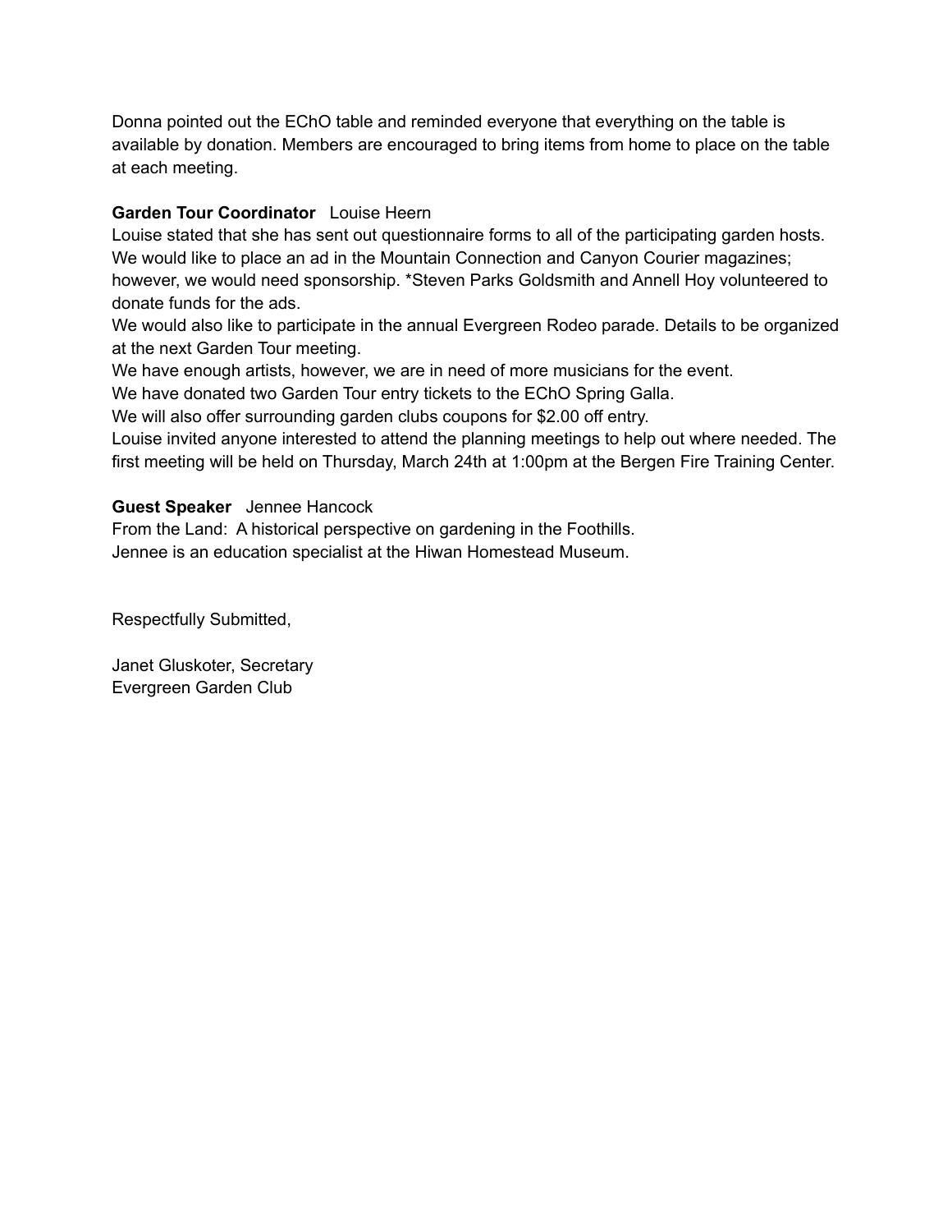Donna pointed out the EChO table and reminded everyone that everything on the table is available by donation. Members are encouraged to bring items from home to place on the table at each meeting.

**Garden Tour Coordinator** Louise Heern
Louise stated that she has sent out questionnaire forms to all of the participating garden hosts.
We would like to place an ad in the Mountain Connection and Canyon Courier magazines; however, we would need sponsorship. *Steven Parks Goldsmith and Annell Hoy volunteered to donate funds for the ads.
We would also like to participate in the annual Evergreen Rodeo parade. Details to be organized at the next Garden Tour meeting.
We have enough artists, however, we are in need of more musicians for the event.
We have donated two Garden Tour entry tickets to the EChO Spring Galla.
We will also offer surrounding garden clubs coupons for $2.00 off entry.
Louise invited anyone interested to attend the planning meetings to help out where needed. The first meeting will be held on Thursday, March 24th at 1:00pm at the Bergen Fire Training Center.

**Guest Speaker** Jennee Hancock
From the Land: A historical perspective on gardening in the Foothills.
Jennee is an education specialist at the Hiwan Homestead Museum.

Respectfully Submitted,

Janet Gluskoter, Secretary
Evergreen Garden Club